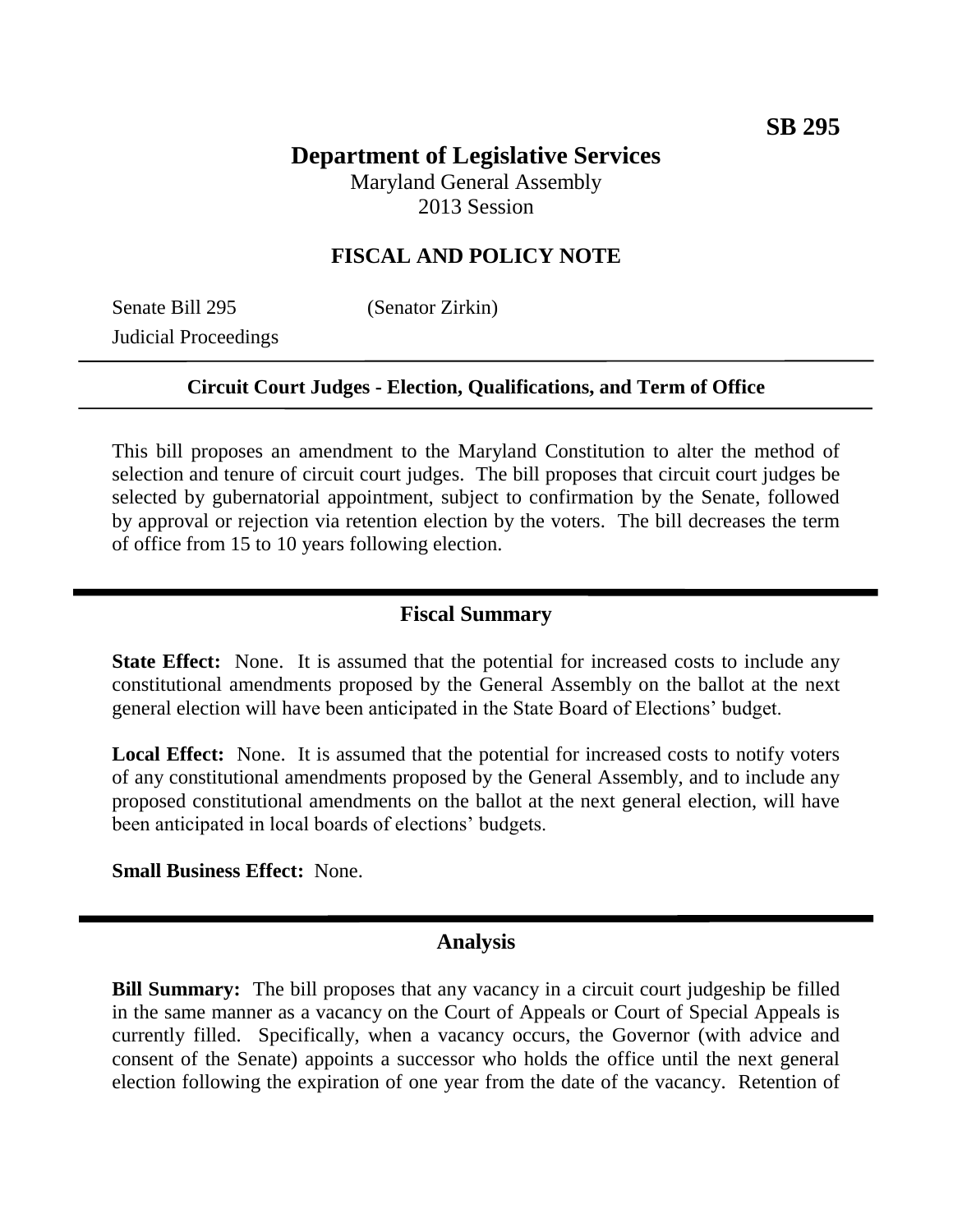**SB 295**

# Department of Legislative Services

Maryland General Assembly
2013 Session

## FISCAL AND POLICY NOTE

Senate Bill 295 (Senator Zirkin)
Judicial Proceedings

**Circuit Court Judges - Election, Qualifications, and Term of Office**

This bill proposes an amendment to the Maryland Constitution to alter the method of selection and tenure of circuit court judges. The bill proposes that circuit court judges be selected by gubernatorial appointment, subject to confirmation by the Senate, followed by approval or rejection via retention election by the voters. The bill decreases the term of office from 15 to 10 years following election.

## Fiscal Summary

**State Effect:** None. It is assumed that the potential for increased costs to include any constitutional amendments proposed by the General Assembly on the ballot at the next general election will have been anticipated in the State Board of Elections' budget.

**Local Effect:** None. It is assumed that the potential for increased costs to notify voters of any constitutional amendments proposed by the General Assembly, and to include any proposed constitutional amendments on the ballot at the next general election, will have been anticipated in local boards of elections' budgets.

**Small Business Effect:** None.

## Analysis

**Bill Summary:** The bill proposes that any vacancy in a circuit court judgeship be filled in the same manner as a vacancy on the Court of Appeals or Court of Special Appeals is currently filled. Specifically, when a vacancy occurs, the Governor (with advice and consent of the Senate) appoints a successor who holds the office until the next general election following the expiration of one year from the date of the vacancy. Retention of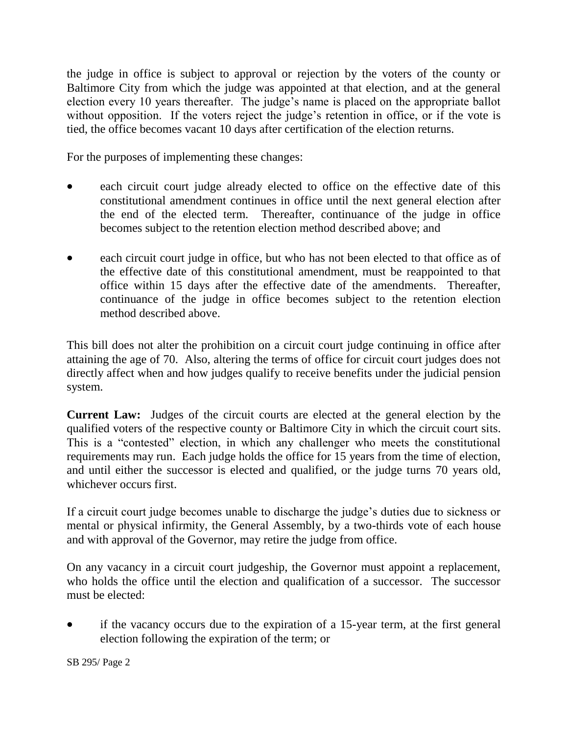the judge in office is subject to approval or rejection by the voters of the county or Baltimore City from which the judge was appointed at that election, and at the general election every 10 years thereafter. The judge's name is placed on the appropriate ballot without opposition. If the voters reject the judge's retention in office, or if the vote is tied, the office becomes vacant 10 days after certification of the election returns.

For the purposes of implementing these changes:

- each circuit court judge already elected to office on the effective date of this constitutional amendment continues in office until the next general election after the end of the elected term. Thereafter, continuance of the judge in office becomes subject to the retention election method described above; and
- each circuit court judge in office, but who has not been elected to that office as of the effective date of this constitutional amendment, must be reappointed to that office within 15 days after the effective date of the amendments. Thereafter, continuance of the judge in office becomes subject to the retention election method described above.

This bill does not alter the prohibition on a circuit court judge continuing in office after attaining the age of 70. Also, altering the terms of office for circuit court judges does not directly affect when and how judges qualify to receive benefits under the judicial pension system.

**Current Law:** Judges of the circuit courts are elected at the general election by the qualified voters of the respective county or Baltimore City in which the circuit court sits. This is a "contested" election, in which any challenger who meets the constitutional requirements may run. Each judge holds the office for 15 years from the time of election, and until either the successor is elected and qualified, or the judge turns 70 years old, whichever occurs first.

If a circuit court judge becomes unable to discharge the judge's duties due to sickness or mental or physical infirmity, the General Assembly, by a two-thirds vote of each house and with approval of the Governor, may retire the judge from office.

On any vacancy in a circuit court judgeship, the Governor must appoint a replacement, who holds the office until the election and qualification of a successor. The successor must be elected:

- if the vacancy occurs due to the expiration of a 15-year term, at the first general election following the expiration of the term; or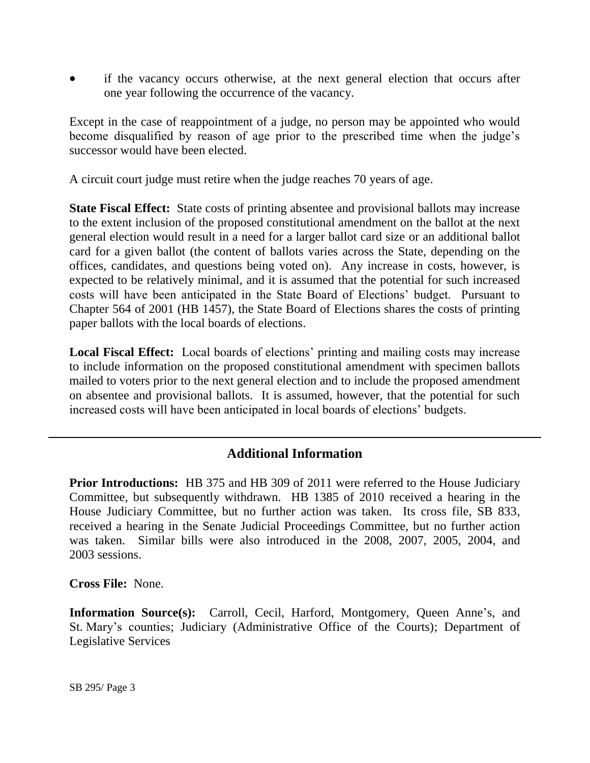- if the vacancy occurs otherwise, at the next general election that occurs after one year following the occurrence of the vacancy.

Except in the case of reappointment of a judge, no person may be appointed who would become disqualified by reason of age prior to the prescribed time when the judge's successor would have been elected.

A circuit court judge must retire when the judge reaches 70 years of age.

**State Fiscal Effect:** State costs of printing absentee and provisional ballots may increase to the extent inclusion of the proposed constitutional amendment on the ballot at the next general election would result in a need for a larger ballot card size or an additional ballot card for a given ballot (the content of ballots varies across the State, depending on the offices, candidates, and questions being voted on). Any increase in costs, however, is expected to be relatively minimal, and it is assumed that the potential for such increased costs will have been anticipated in the State Board of Elections' budget. Pursuant to Chapter 564 of 2001 (HB 1457), the State Board of Elections shares the costs of printing paper ballots with the local boards of elections.

**Local Fiscal Effect:** Local boards of elections' printing and mailing costs may increase to include information on the proposed constitutional amendment with specimen ballots mailed to voters prior to the next general election and to include the proposed amendment on absentee and provisional ballots. It is assumed, however, that the potential for such increased costs will have been anticipated in local boards of elections' budgets.

---

## Additional Information

**Prior Introductions:** HB 375 and HB 309 of 2011 were referred to the House Judiciary Committee, but subsequently withdrawn. HB 1385 of 2010 received a hearing in the House Judiciary Committee, but no further action was taken. Its cross file, SB 833, received a hearing in the Senate Judicial Proceedings Committee, but no further action was taken. Similar bills were also introduced in the 2008, 2007, 2005, 2004, and 2003 sessions.

**Cross File:** None.

**Information Source(s):** Carroll, Cecil, Harford, Montgomery, Queen Anne's, and St. Mary's counties; Judiciary (Administrative Office of the Courts); Department of Legislative Services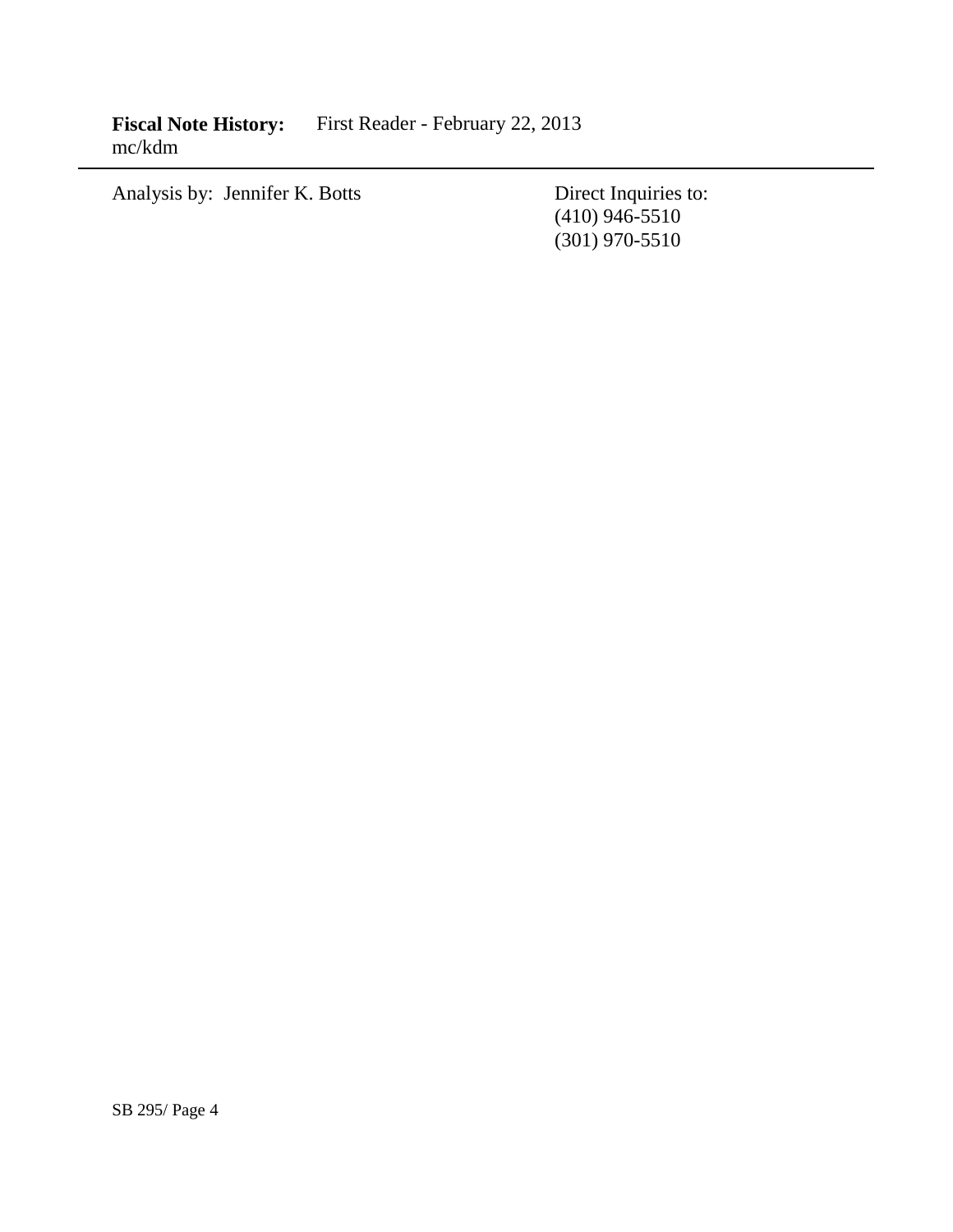**Fiscal Note History:** First Reader - February 22, 2013
mc/kdm

---

Analysis by: Jennifer K. Botts

Direct Inquiries to:
(410) 946-5510
(301) 970-5510